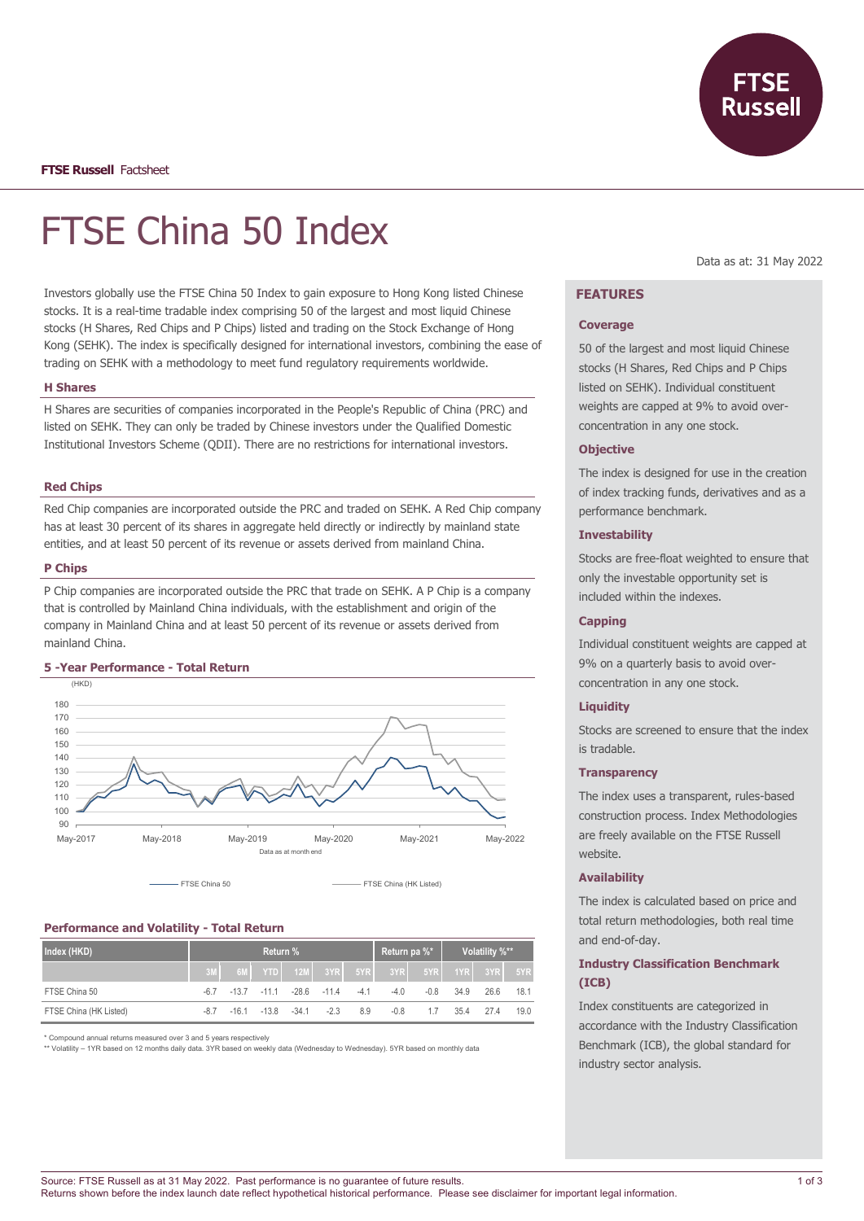FTSE Russell Factsheet

# FTSE China 50 Index

Data as at: 31 May 2022

Investors globally use the FTSE China 50 Index to gain exposure to Hong Kong listed Chinese stocks. It is a real-time tradable index comprising 50 of the largest and most liquid Chinese stocks (H Shares, Red Chips and P Chips) listed and trading on the Stock Exchange of Hong Kong (SEHK). The index is specifically designed for international investors, combining the ease of trading on SEHK with a methodology to meet fund regulatory requirements worldwide.

### H Shares

H Shares are securities of companies incorporated in the People's Republic of China (PRC) and listed on SEHK. They can only be traded by Chinese investors under the Qualified Domestic Institutional Investors Scheme (QDII). There are no restrictions for international investors.

### Red Chips

Red Chip companies are incorporated outside the PRC and traded on SEHK. A Red Chip company has at least 30 percent of its shares in aggregate held directly or indirectly by mainland state entities, and at least 50 percent of its revenue or assets derived from mainland China.

### P Chips

P Chip companies are incorporated outside the PRC that trade on SEHK. A P Chip is a company that is controlled by Mainland China individuals, with the establishment and origin of the company in Mainland China and at least 50 percent of its revenue or assets derived from mainland China.

### 5 -Year Performance - Total Return

(HKD)

Data as at month end

FTSE China 50 — FTSE China (HK Listed)

### Performance and Volatility - Total Return

| Index (HKD) | Return % | | | | | | Return pa %* | | Volatility %** | | |
|---|---|---|---|---|---|---|---|---|---|---|---|
| | 3M | 6M | YTD | 12M | 3YR | 5YR | 3YR | 5YR | 1YR | 3YR | 5YR |
| FTSE China 50 | -6.7 | -13.7 | -11.1 | -28.6 | -11.4 | -4.1 | -4.0 | -0.8 | 34.9 | 26.6 | 18.1 |
| FTSE China (HK Listed) | -8.7 | -16.1 | -13.8 | -34.1 | -2.3 | 8.9 | -0.8 | 1.7 | 35.4 | 27.4 | 19.0 |

\* Compound annual returns measured over 3 and 5 years respectively
\** Volatility – 1YR based on 12 months daily data. 3YR based on weekly data (Wednesday to Wednesday). 5YR based on monthly data

## FEATURES

### Coverage

50 of the largest and most liquid Chinese stocks (H Shares, Red Chips and P Chips listed on SEHK). Individual constituent weights are capped at 9% to avoid over-concentration in any one stock.

### Objective

The index is designed for use in the creation of index tracking funds, derivatives and as a performance benchmark.

### Investability

Stocks are free-float weighted to ensure that only the investable opportunity set is included within the indexes.

### Capping

Individual constituent weights are capped at 9% on a quarterly basis to avoid over-concentration in any one stock.

### Liquidity

Stocks are screened to ensure that the index is tradable.

### Transparency

The index uses a transparent, rules-based construction process. Index Methodologies are freely available on the FTSE Russell website.

### Availability

The index is calculated based on price and total return methodologies, both real time and end-of-day.

### Industry Classification Benchmark (ICB)

Index constituents are categorized in accordance with the Industry Classification Benchmark (ICB), the global standard for industry sector analysis.

Source: FTSE Russell as at 31 May 2022. Past performance is no guarantee of future results.
Returns shown before the index launch date reflect hypothetical historical performance. Please see disclaimer for important legal information.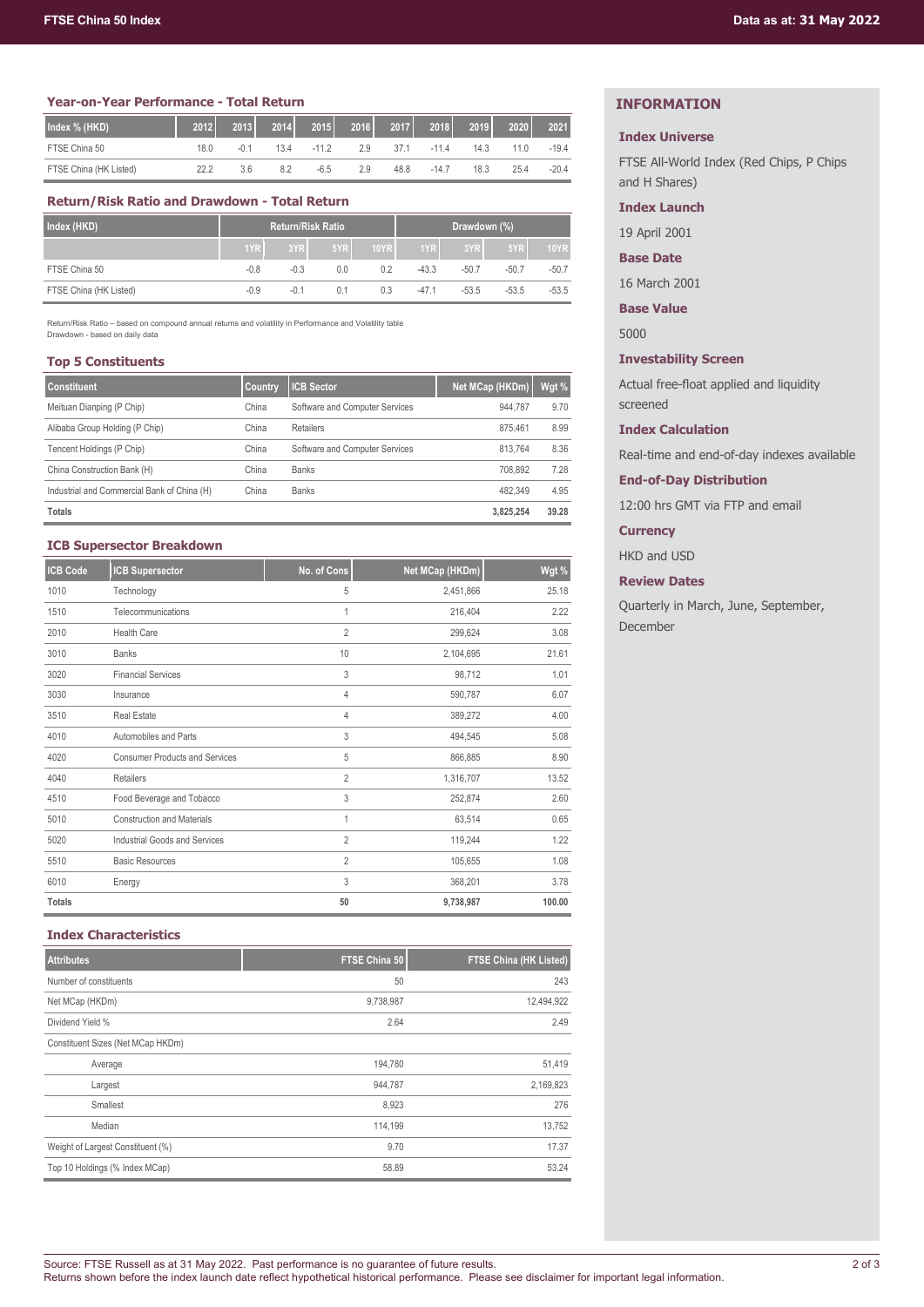### Year-on-Year Performance - Total Return

| Index % (HKD) | 2012 | 2013 | 2014 | 2015 | 2016 | 2017 | 2018 | 2019 | 2020 | 2021 |
|---|---|---|---|---|---|---|---|---|---|---|
| FTSE China 50 | 18.0 | -0.1 | 13.4 | -11.2 | 2.9 | 37.1 | -11.4 | 14.3 | 11.0 | -19.4 |
| FTSE China (HK Listed) | 22.2 | 3.6 | 8.2 | -6.5 | 2.9 | 48.8 | -14.7 | 18.3 | 25.4 | -20.4 |

### Return/Risk Ratio and Drawdown - Total Return

| Index (HKD) | Return/Risk Ratio | | | | Drawdown (%) | | | |
|---|---|---|---|---|---|---|---|---|
| | 1YR | 3YR | 5YR | 10YR | 1YR | 3YR | 5YR | 10YR |
| FTSE China 50 | -0.8 | -0.3 | 0.0 | 0.2 | -43.3 | -50.7 | -50.7 | -50.7 |
| FTSE China (HK Listed) | -0.9 | -0.1 | 0.1 | 0.3 | -47.1 | -53.5 | -53.5 | -53.5 |

Return/Risk Ratio – based on compound annual returns and volatility in Performance and Volatility table
Drawdown - based on daily data

### Top 5 Constituents

| Constituent | Country | ICB Sector | Net MCap (HKDm) | Wgt % |
|---|---|---|---|---|
| Meituan Dianping (P Chip) | China | Software and Computer Services | 944,787 | 9.70 |
| Alibaba Group Holding (P Chip) | China | Retailers | 875,461 | 8.99 |
| Tencent Holdings (P Chip) | China | Software and Computer Services | 813,764 | 8.36 |
| China Construction Bank (H) | China | Banks | 708,892 | 7.28 |
| Industrial and Commercial Bank of China (H) | China | Banks | 482,349 | 4.95 |
| **Totals** | | | **3,825,254** | **39.28** |

### ICB Supersector Breakdown

| ICB Code | ICB Supersector | No. of Cons | Net MCap (HKDm) | Wgt % |
|---|---|---|---|---|
| 1010 | Technology | 5 | 2,451,866 | 25.18 |
| 1510 | Telecommunications | 1 | 216,404 | 2.22 |
| 2010 | Health Care | 2 | 299,624 | 3.08 |
| 3010 | Banks | 10 | 2,104,695 | 21.61 |
| 3020 | Financial Services | 3 | 98,712 | 1.01 |
| 3030 | Insurance | 4 | 590,787 | 6.07 |
| 3510 | Real Estate | 4 | 389,272 | 4.00 |
| 4010 | Automobiles and Parts | 3 | 494,545 | 5.08 |
| 4020 | Consumer Products and Services | 5 | 866,885 | 8.90 |
| 4040 | Retailers | 2 | 1,316,707 | 13.52 |
| 4510 | Food Beverage and Tobacco | 3 | 252,874 | 2.60 |
| 5010 | Construction and Materials | 1 | 63,514 | 0.65 |
| 5020 | Industrial Goods and Services | 2 | 119,244 | 1.22 |
| 5510 | Basic Resources | 2 | 105,655 | 1.08 |
| 6010 | Energy | 3 | 368,201 | 3.78 |
| **Totals** | | **50** | **9,738,987** | **100.00** |

### Index Characteristics

| Attributes | FTSE China 50 | FTSE China (HK Listed) |
|---|---|---|
| Number of constituents | 50 | 243 |
| Net MCap (HKDm) | 9,738,987 | 12,494,922 |
| Dividend Yield % | 2.64 | 2.49 |
| Constituent Sizes (Net MCap HKDm) | | |
| Average | 194,780 | 51,419 |
| Largest | 944,787 | 2,169,823 |
| Smallest | 8,923 | 276 |
| Median | 114,199 | 13,752 |
| Weight of Largest Constituent (%) | 9.70 | 17.37 |
| Top 10 Holdings (% Index MCap) | 58.89 | 53.24 |

## INFORMATION

### Index Universe

FTSE All-World Index (Red Chips, P Chips and H Shares)

### Index Launch

19 April 2001

### Base Date

16 March 2001

### Base Value

5000

### Investability Screen

Actual free-float applied and liquidity screened

### Index Calculation

Real-time and end-of-day indexes available

### End-of-Day Distribution

12:00 hrs GMT via FTP and email

### Currency

HKD and USD

### Review Dates

Quarterly in March, June, September, December

Source: FTSE Russell as at 31 May 2022. Past performance is no guarantee of future results.
Returns shown before the index launch date reflect hypothetical historical performance. Please see disclaimer for important legal information.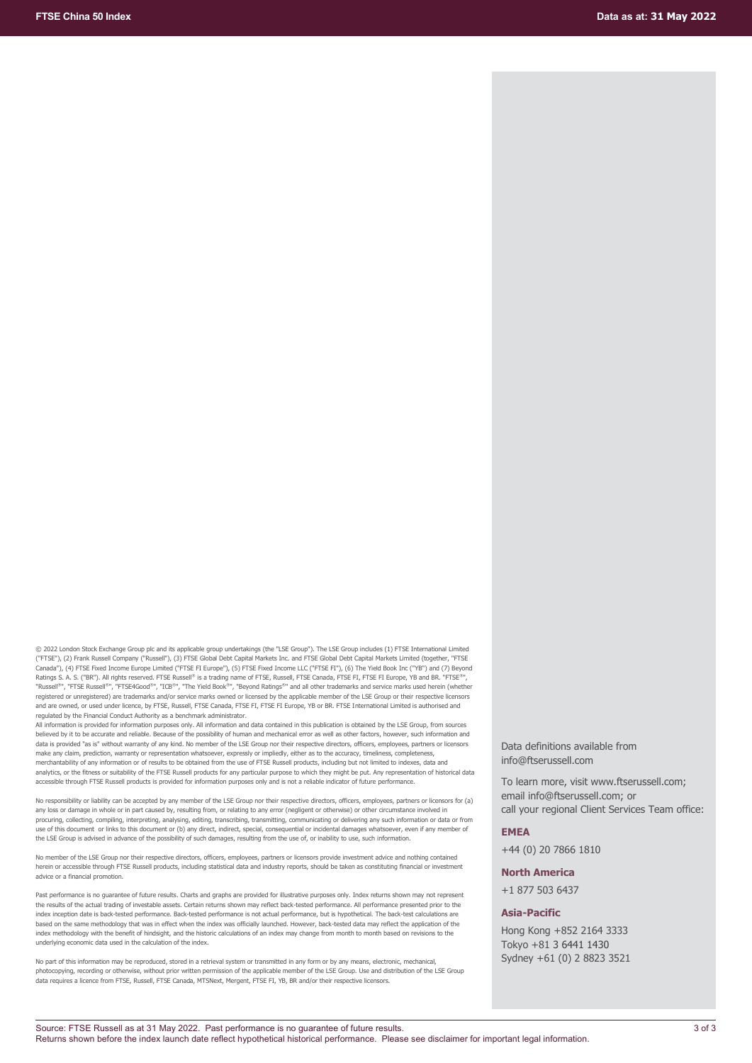© 2022 London Stock Exchange Group plc and its applicable group undertakings (the "LSE Group"). The LSE Group includes (1) FTSE International Limited ("FTSE"), (2) Frank Russell Company ("Russell"), (3) FTSE Global Debt Capital Markets Inc. and FTSE Global Debt Capital Markets Limited (together, "FTSE Canada"), (4) FTSE Fixed Income Europe Limited ("FTSE FI Europe"), (5) FTSE Fixed Income LLC ("FTSE FI"), (6) The Yield Book Inc ("YB") and (7) Beyond Ratings S. A. S. ("BR"). All rights reserved. FTSE Russell® is a trading name of FTSE, Russell, FTSE Canada, FTSE FI, FTSE FI Europe, YB and BR. "FTSE®", "Russell®", "FTSE Russell®", "FTSE4Good®", "ICB®", "The Yield Book®", "Beyond Ratings®" and all other trademarks and service marks used herein (whether registered or unregistered) are trademarks and/or service marks owned or licensed by the applicable member of the LSE Group or their respective licensors and are owned, or used under licence, by FTSE, Russell, FTSE Canada, FTSE FI, FTSE FI Europe, YB or BR. FTSE International Limited is authorised and regulated by the Financial Conduct Authority as a benchmark administrator.

All information is provided for information purposes only. All information and data contained in this publication is obtained by the LSE Group, from sources believed by it to be accurate and reliable. Because of the possibility of human and mechanical error as well as other factors, however, such information and data is provided "as is" without warranty of any kind. No member of the LSE Group nor their respective directors, officers, employees, partners or licensors make any claim, prediction, warranty or representation whatsoever, expressly or impliedly, either as to the accuracy, timeliness, completeness, merchantability of any information or of results to be obtained from the use of FTSE Russell products, including but not limited to indexes, data and analytics, or the fitness or suitability of the FTSE Russell products for any particular purpose to which they might be put. Any representation of historical data accessible through FTSE Russell products is provided for information purposes only and is not a reliable indicator of future performance.

No responsibility or liability can be accepted by any member of the LSE Group nor their respective directors, officers, employees, partners or licensors for (a) any loss or damage in whole or in part caused by, resulting from, or relating to any error (negligent or otherwise) or other circumstance involved in procuring, collecting, compiling, interpreting, analysing, editing, transcribing, transmitting, communicating or delivering any such information or data or from use of this document or links to this document or (b) any direct, indirect, special, consequential or incidental damages whatsoever, even if any member of the LSE Group is advised in advance of the possibility of such damages, resulting from the use of, or inability to use, such information.

No member of the LSE Group nor their respective directors, officers, employees, partners or licensors provide investment advice and nothing contained herein or accessible through FTSE Russell products, including statistical data and industry reports, should be taken as constituting financial or investment advice or a financial promotion.

Past performance is no guarantee of future results. Charts and graphs are provided for illustrative purposes only. Index returns shown may not represent the results of the actual trading of investable assets. Certain returns shown may reflect back-tested performance. All performance presented prior to the index inception date is back-tested performance. Back-tested performance is not actual performance, but is hypothetical. The back-test calculations are based on the same methodology that was in effect when the index was officially launched. However, back-tested data may reflect the application of the index methodology with the benefit of hindsight, and the historic calculations of an index may change from month to month based on revisions to the underlying economic data used in the calculation of the index.

No part of this information may be reproduced, stored in a retrieval system or transmitted in any form or by any means, electronic, mechanical, photocopying, recording or otherwise, without prior written permission of the applicable member of the LSE Group. Use and distribution of the LSE Group data requires a licence from FTSE, Russell, FTSE Canada, MTSNext, Mergent, FTSE FI, YB, BR and/or their respective licensors.

Data definitions available from info@ftserussell.com

To learn more, visit www.ftserussell.com; email info@ftserussell.com; or call your regional Client Services Team office:

**EMEA**

+44 (0) 20 7866 1810

**North America**

+1 877 503 6437

**Asia-Pacific**

Hong Kong +852 2164 3333
Tokyo +81 3 6441 1430
Sydney +61 (0) 2 8823 3521

Source: FTSE Russell as at 31 May 2022. Past performance is no guarantee of future results.
Returns shown before the index launch date reflect hypothetical historical performance. Please see disclaimer for important legal information.